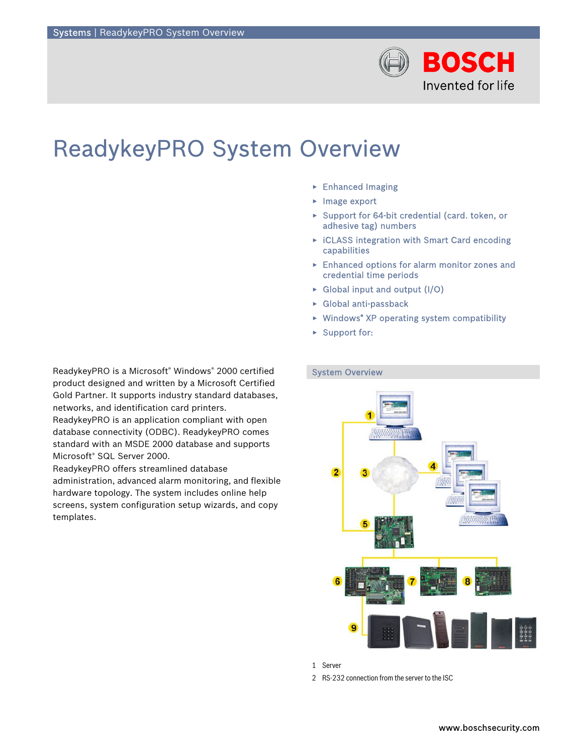# ReadykeyPRO System Overview

- Enhanced Imaging
- Image export
- Support for 64-bit credential (card. token, or adhesive tag) numbers
- iCLASS integration with Smart Card encoding capabilities
- Enhanced options for alarm monitor zones and credential time periods
- Global input and output (I/O)
- Global anti-passback
- Windows® XP operating system compatibility
- Support for:

ReadykeyPRO is a Microsoft® Windows® 2000 certified product designed and written by a Microsoft Certified Gold Partner. It supports industry standard databases, networks, and identification card printers.
ReadykeyPRO is an application compliant with open database connectivity (ODBC). ReadykeyPRO comes standard with an MSDE 2000 database and supports Microsoft® SQL Server 2000.
ReadykeyPRO offers streamlined database administration, advanced alarm monitoring, and flexible hardware topology. The system includes online help screens, system configuration setup wizards, and copy templates.

## System Overview

1 Server
2 RS-232 connection from the server to the ISC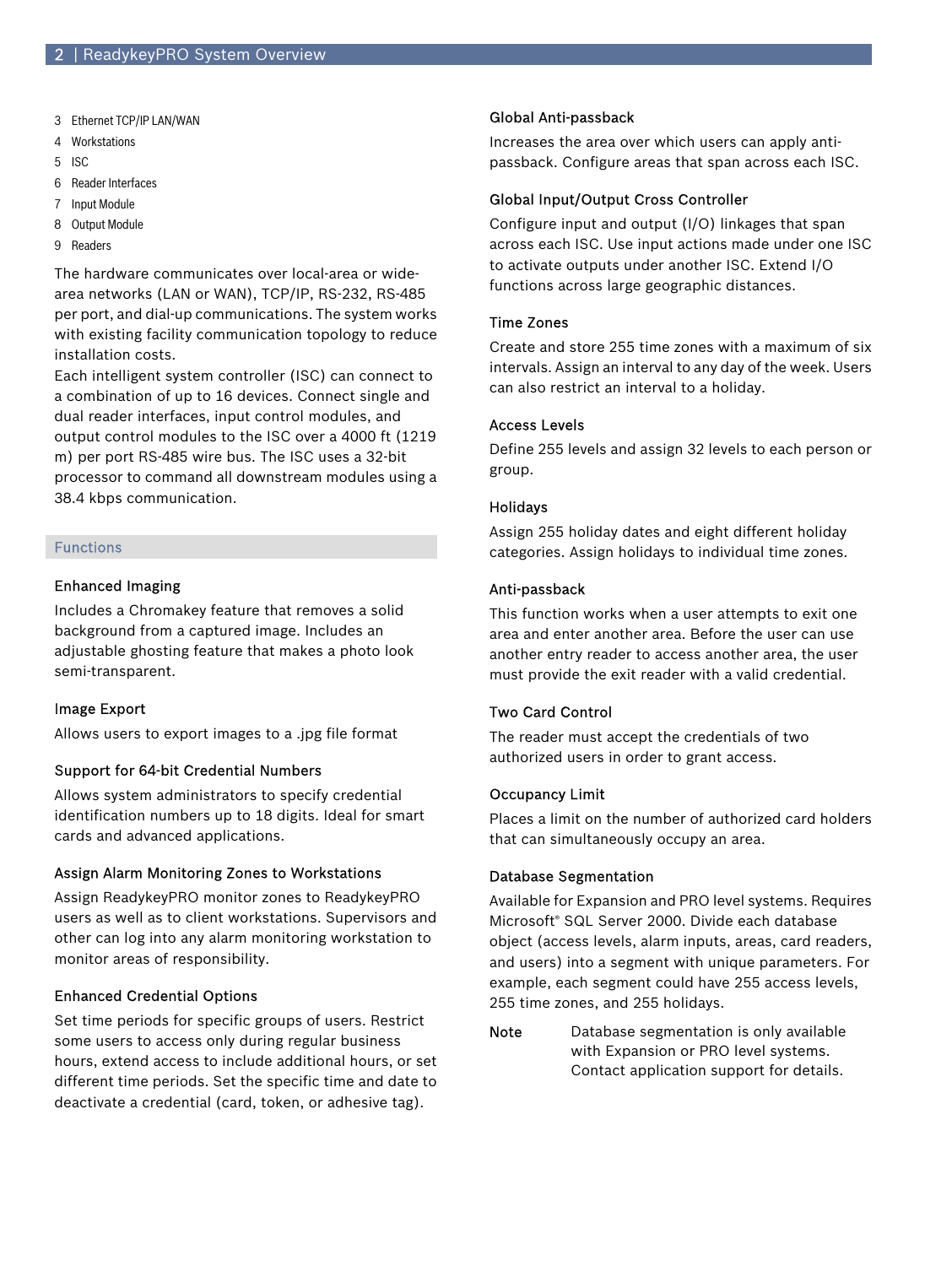3 Ethernet TCP/IP LAN/WAN
4 Workstations
5 ISC
6 Reader Interfaces
7 Input Module
8 Output Module
9 Readers

The hardware communicates over local-area or wide-area networks (LAN or WAN), TCP/IP, RS-232, RS-485 per port, and dial-up communications. The system works with existing facility communication topology to reduce installation costs.
Each intelligent system controller (ISC) can connect to a combination of up to 16 devices. Connect single and dual reader interfaces, input control modules, and output control modules to the ISC over a 4000 ft (1219 m) per port RS-485 wire bus. The ISC uses a 32-bit processor to command all downstream modules using a 38.4 kbps communication.

## Functions

### Enhanced Imaging

Includes a Chromakey feature that removes a solid background from a captured image. Includes an adjustable ghosting feature that makes a photo look semi-transparent.

### Image Export

Allows users to export images to a .jpg file format

### Support for 64-bit Credential Numbers

Allows system administrators to specify credential identification numbers up to 18 digits. Ideal for smart cards and advanced applications.

### Assign Alarm Monitoring Zones to Workstations

Assign ReadykeyPRO monitor zones to ReadykeyPRO users as well as to client workstations. Supervisors and other can log into any alarm monitoring workstation to monitor areas of responsibility.

### Enhanced Credential Options

Set time periods for specific groups of users. Restrict some users to access only during regular business hours, extend access to include additional hours, or set different time periods. Set the specific time and date to deactivate a credential (card, token, or adhesive tag).

### Global Anti-passback

Increases the area over which users can apply anti-passback. Configure areas that span across each ISC.

### Global Input/Output Cross Controller

Configure input and output (I/O) linkages that span across each ISC. Use input actions made under one ISC to activate outputs under another ISC. Extend I/O functions across large geographic distances.

### Time Zones

Create and store 255 time zones with a maximum of six intervals. Assign an interval to any day of the week. Users can also restrict an interval to a holiday.

### Access Levels

Define 255 levels and assign 32 levels to each person or group.

### Holidays

Assign 255 holiday dates and eight different holiday categories. Assign holidays to individual time zones.

### Anti-passback

This function works when a user attempts to exit one area and enter another area. Before the user can use another entry reader to access another area, the user must provide the exit reader with a valid credential.

### Two Card Control

The reader must accept the credentials of two authorized users in order to grant access.

### Occupancy Limit

Places a limit on the number of authorized card holders that can simultaneously occupy an area.

### Database Segmentation

Available for Expansion and PRO level systems. Requires Microsoft® SQL Server 2000. Divide each database object (access levels, alarm inputs, areas, card readers, and users) into a segment with unique parameters. For example, each segment could have 255 access levels, 255 time zones, and 255 holidays.

**Note** Database segmentation is only available with Expansion or PRO level systems. Contact application support for details.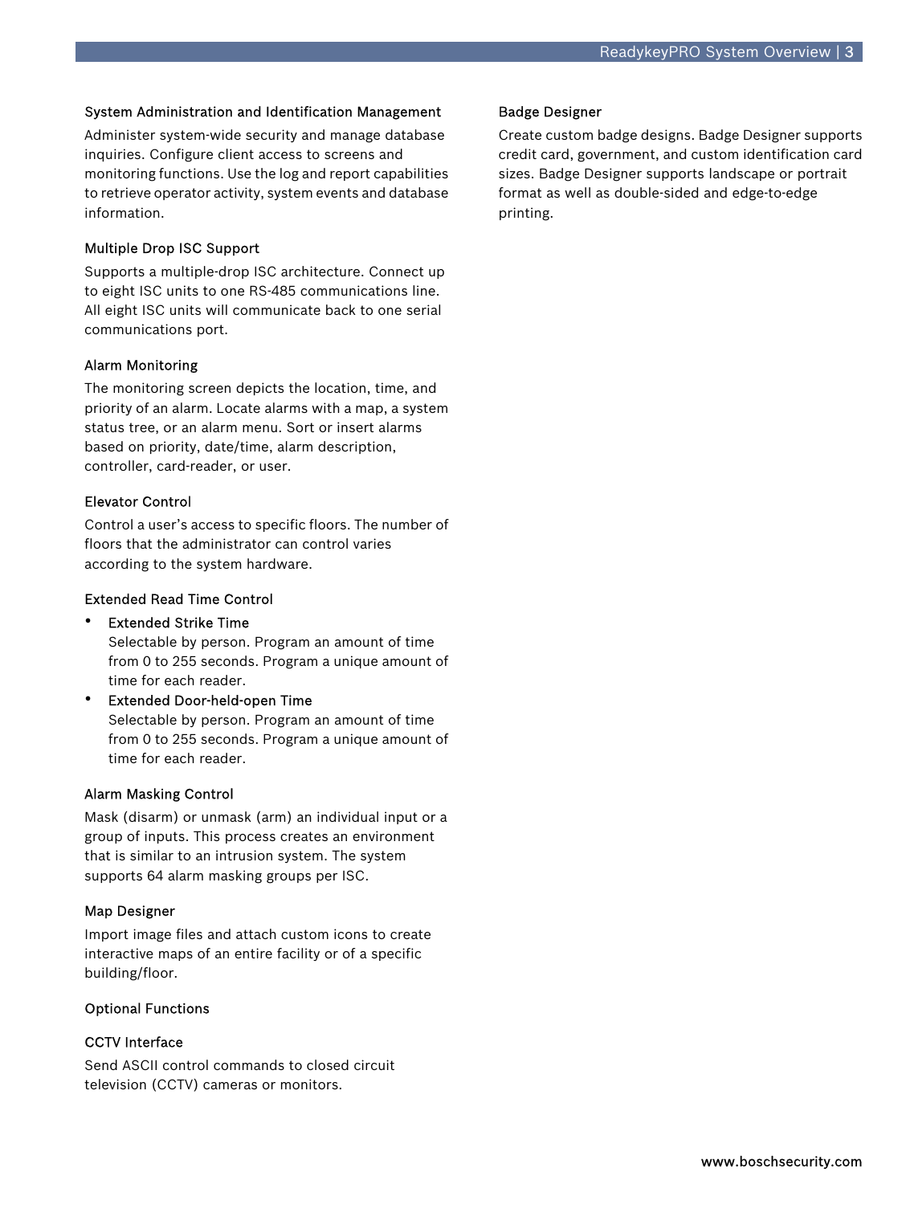### System Administration and Identification Management

Administer system-wide security and manage database inquiries. Configure client access to screens and monitoring functions. Use the log and report capabilities to retrieve operator activity, system events and database information.

### Multiple Drop ISC Support

Supports a multiple-drop ISC architecture. Connect up to eight ISC units to one RS-485 communications line. All eight ISC units will communicate back to one serial communications port.

### Alarm Monitoring

The monitoring screen depicts the location, time, and priority of an alarm. Locate alarms with a map, a system status tree, or an alarm menu. Sort or insert alarms based on priority, date/time, alarm description, controller, card-reader, or user.

### Elevator Control

Control a user's access to specific floors. The number of floors that the administrator can control varies according to the system hardware.

### Extended Read Time Control

- Extended Strike Time
  Selectable by person. Program an amount of time from 0 to 255 seconds. Program a unique amount of time for each reader.
- Extended Door-held-open Time
  Selectable by person. Program an amount of time from 0 to 255 seconds. Program a unique amount of time for each reader.

### Alarm Masking Control

Mask (disarm) or unmask (arm) an individual input or a group of inputs. This process creates an environment that is similar to an intrusion system. The system supports 64 alarm masking groups per ISC.

### Map Designer

Import image files and attach custom icons to create interactive maps of an entire facility or of a specific building/floor.

### Optional Functions

### CCTV Interface

Send ASCII control commands to closed circuit television (CCTV) cameras or monitors.

### Badge Designer

Create custom badge designs. Badge Designer supports credit card, government, and custom identification card sizes. Badge Designer supports landscape or portrait format as well as double-sided and edge-to-edge printing.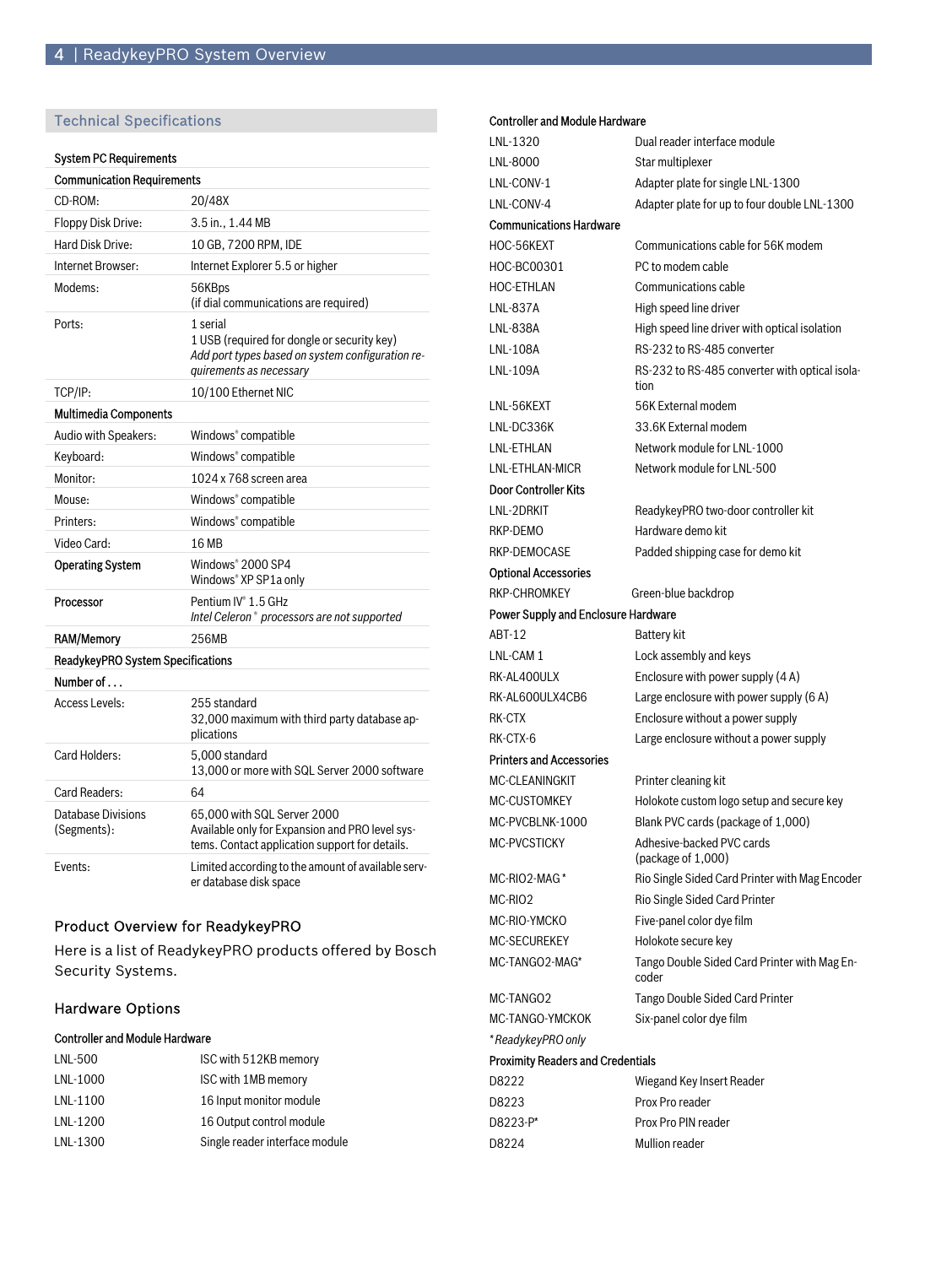## Technical Specifications

| System PC Requirements | |
|---|---|
| **Communication Requirements** | |
| CD-ROM: | 20/48X |
| Floppy Disk Drive: | 3.5 in., 1.44 MB |
| Hard Disk Drive: | 10 GB, 7200 RPM, IDE |
| Internet Browser: | Internet Explorer 5.5 or higher |
| Modems: | 56KBps (if dial communications are required) |
| Ports: | 1 serial<br>1 USB (required for dongle or security key)<br>*Add port types based on system configuration requirements as necessary* |
| TCP/IP: | 10/100 Ethernet NIC |
| **Multimedia Components** | |
| Audio with Speakers: | Windows® compatible |
| Keyboard: | Windows® compatible |
| Monitor: | 1024 x 768 screen area |
| Mouse: | Windows® compatible |
| Printers: | Windows® compatible |
| Video Card: | 16 MB |
| **Operating System** | Windows® 2000 SP4<br>Windows® XP SP1a only |
| **Processor** | Pentium IV® 1.5 GHz<br>*Intel Celeron® processors are not supported* |
| **RAM/Memory** | 256MB |
| **ReadykeyPRO System Specifications** | |
| **Number of . . .** | |
| Access Levels: | 255 standard<br>32,000 maximum with third party database applications |
| Card Holders: | 5,000 standard<br>13,000 or more with SQL Server 2000 software |
| Card Readers: | 64 |
| Database Divisions (Segments): | 65,000 with SQL Server 2000<br>Available only for Expansion and PRO level systems. Contact application support for details. |
| Events: | Limited according to the amount of available server database disk space |

## Product Overview for ReadykeyPRO

Here is a list of ReadykeyPRO products offered by Bosch Security Systems.

### Hardware Options

| Controller and Module Hardware | |
|---|---|
| LNL-500 | ISC with 512KB memory |
| LNL-1000 | ISC with 1MB memory |
| LNL-1100 | 16 Input monitor module |
| LNL-1200 | 16 Output control module |
| LNL-1300 | Single reader interface module |
| LNL-1320 | Dual reader interface module |
| LNL-8000 | Star multiplexer |
| LNL-CONV-1 | Adapter plate for single LNL-1300 |
| LNL-CONV-4 | Adapter plate for up to four double LNL-1300 |
| **Communications Hardware** | |
| HOC-56KEXT | Communications cable for 56K modem |
| HOC-BC00301 | PC to modem cable |
| HOC-ETHLAN | Communications cable |
| LNL-837A | High speed line driver |
| LNL-838A | High speed line driver with optical isolation |
| LNL-108A | RS-232 to RS-485 converter |
| LNL-109A | RS-232 to RS-485 converter with optical isolation |
| LNL-56KEXT | 56K External modem |
| LNL-DC336K | 33.6K External modem |
| LNL-ETHLAN | Network module for LNL-1000 |
| LNL-ETHLAN-MICR | Network module for LNL-500 |
| **Door Controller Kits** | |
| LNL-2DRKIT | ReadykeyPRO two-door controller kit |
| RKP-DEMO | Hardware demo kit |
| RKP-DEMOCASE | Padded shipping case for demo kit |
| **Optional Accessories** | |
| RKP-CHROMKEY | Green-blue backdrop |
| **Power Supply and Enclosure Hardware** | |
| ABT-12 | Battery kit |
| LNL-CAM 1 | Lock assembly and keys |
| RK-AL400ULX | Enclosure with power supply (4 A) |
| RK-AL600ULX4CB6 | Large enclosure with power supply (6 A) |
| RK-CTX | Enclosure without a power supply |
| RK-CTX-6 | Large enclosure without a power supply |
| **Printers and Accessories** | |
| MC-CLEANINGKIT | Printer cleaning kit |
| MC-CUSTOMKEY | Holokote custom logo setup and secure key |
| MC-PVCBLNK-1000 | Blank PVC cards (package of 1,000) |
| MC-PVCSTICKY | Adhesive-backed PVC cards (package of 1,000) |
| MC-RIO2-MAG* | Rio Single Sided Card Printer with Mag Encoder |
| MC-RIO2 | Rio Single Sided Card Printer |
| MC-RIO-YMCKO | Five-panel color dye film |
| MC-SECUREKEY | Holokote secure key |
| MC-TANGO2-MAG* | Tango Double Sided Card Printer with Mag Encoder |
| MC-TANGO2 | Tango Double Sided Card Printer |
| MC-TANGO-YMCKOK | Six-panel color dye film |

*\* ReadykeyPRO only*

| Proximity Readers and Credentials | |
|---|---|
| D8222 | Wiegand Key Insert Reader |
| D8223 | Prox Pro reader |
| D8223-P* | Prox Pro PIN reader |
| D8224 | Mullion reader |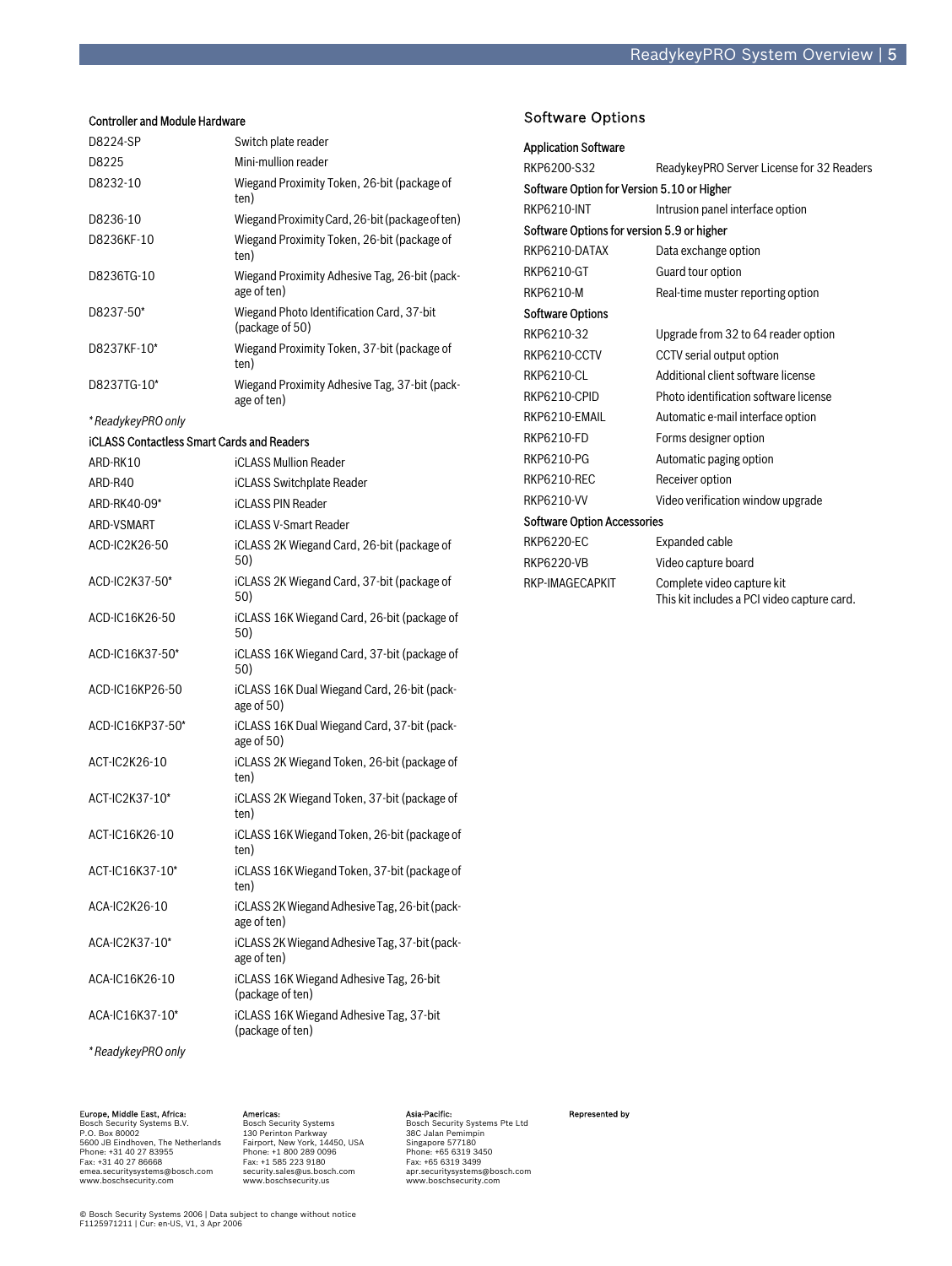### Controller and Module Hardware

| | |
|---|---|
| D8224-SP | Switch plate reader |
| D8225 | Mini-mullion reader |
| D8232-10 | Wiegand Proximity Token, 26-bit (package of ten) |
| D8236-10 | Wiegand Proximity Card, 26-bit (package of ten) |
| D8236KF-10 | Wiegand Proximity Token, 26-bit (package of ten) |
| D8236TG-10 | Wiegand Proximity Adhesive Tag, 26-bit (package of ten) |
| D8237-50* | Wiegand Photo Identification Card, 37-bit (package of 50) |
| D8237KF-10* | Wiegand Proximity Token, 37-bit (package of ten) |
| D8237TG-10* | Wiegand Proximity Adhesive Tag, 37-bit (package of ten) |

*\*ReadykeyPRO only*

### iCLASS Contactless Smart Cards and Readers

| | |
|---|---|
| ARD-RK10 | iCLASS Mullion Reader |
| ARD-R40 | iCLASS Switchplate Reader |
| ARD-RK40-09* | iCLASS PIN Reader |
| ARD-VSMART | iCLASS V-Smart Reader |
| ACD-IC2K26-50 | iCLASS 2K Wiegand Card, 26-bit (package of 50) |
| ACD-IC2K37-50* | iCLASS 2K Wiegand Card, 37-bit (package of 50) |
| ACD-IC16K26-50 | iCLASS 16K Wiegand Card, 26-bit (package of 50) |
| ACD-IC16K37-50* | iCLASS 16K Wiegand Card, 37-bit (package of 50) |
| ACD-IC16KP26-50 | iCLASS 16K Dual Wiegand Card, 26-bit (package of 50) |
| ACD-IC16KP37-50* | iCLASS 16K Dual Wiegand Card, 37-bit (package of 50) |
| ACT-IC2K26-10 | iCLASS 2K Wiegand Token, 26-bit (package of ten) |
| ACT-IC2K37-10* | iCLASS 2K Wiegand Token, 37-bit (package of ten) |
| ACT-IC16K26-10 | iCLASS 16K Wiegand Token, 26-bit (package of ten) |
| ACT-IC16K37-10* | iCLASS 16K Wiegand Token, 37-bit (package of ten) |
| ACA-IC2K26-10 | iCLASS 2K Wiegand Adhesive Tag, 26-bit (package of ten) |
| ACA-IC2K37-10* | iCLASS 2K Wiegand Adhesive Tag, 37-bit (package of ten) |
| ACA-IC16K26-10 | iCLASS 16K Wiegand Adhesive Tag, 26-bit (package of ten) |
| ACA-IC16K37-10* | iCLASS 16K Wiegand Adhesive Tag, 37-bit (package of ten) |

*\*ReadykeyPRO only*

## Software Options

### Application Software

| | |
|---|---|
| RKP6200-S32 | ReadykeyPRO Server License for 32 Readers |

### Software Option for Version 5.10 or Higher

| | |
|---|---|
| RKP6210-INT | Intrusion panel interface option |

### Software Options for version 5.9 or higher

| | |
|---|---|
| RKP6210-DATAX | Data exchange option |
| RKP6210-GT | Guard tour option |
| RKP6210-M | Real-time muster reporting option |

### Software Options

| | |
|---|---|
| RKP6210-32 | Upgrade from 32 to 64 reader option |
| RKP6210-CCTV | CCTV serial output option |
| RKP6210-CL | Additional client software license |
| RKP6210-CPID | Photo identification software license |
| RKP6210-EMAIL | Automatic e-mail interface option |
| RKP6210-FD | Forms designer option |
| RKP6210-PG | Automatic paging option |
| RKP6210-REC | Receiver option |
| RKP6210-VV | Video verification window upgrade |

### Software Option Accessories

| | |
|---|---|
| RKP6220-EC | Expanded cable |
| RKP6220-VB | Video capture board |
| RKP-IMAGECAPKIT | Complete video capture kit<br>This kit includes a PCI video capture card. |

**Europe, Middle East, Africa:**
Bosch Security Systems B.V.
P.O. Box 80002
5600 JB Eindhoven, The Netherlands
Phone: +31 40 27 83955
Fax: +31 40 27 86668
emea.securitysystems@bosch.com
www.boschsecurity.com

**Americas:**
Bosch Security Systems
130 Perinton Parkway
Fairport, New York, 14450, USA
Phone: +1 800 289 0096
Fax: +1 585 223 9180
security.sales@us.bosch.com
www.boschsecurity.us

**Asia-Pacific:**
Bosch Security Systems Pte Ltd
38C Jalan Pemimpin
Singapore 577180
Phone: +65 6319 3450
Fax: +65 6319 3499
apr.securitysystems@bosch.com
www.boschsecurity.com

**Represented by**

© Bosch Security Systems 2006 | Data subject to change without notice
F1125971211 | Cur: en-US, V1, 3 Apr 2006